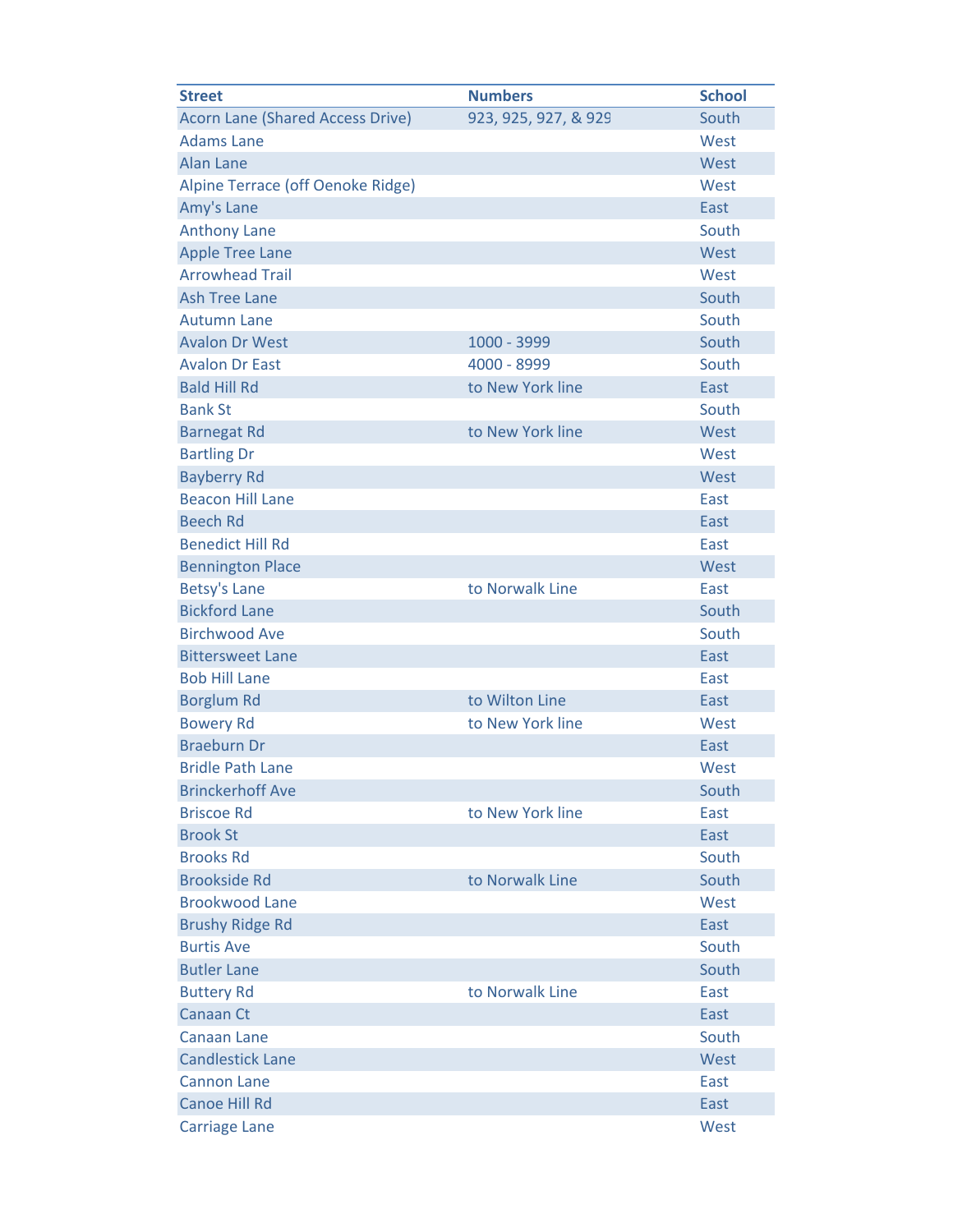| Street | Numbers | School |
|---|---|---|
| Acorn Lane (Shared Access Drive) | 923, 925, 927, & 929 | South |
| Adams Lane | | West |
| Alan Lane | | West |
| Alpine Terrace (off Oenoke Ridge) | | West |
| Amy's Lane | | East |
| Anthony Lane | | South |
| Apple Tree Lane | | West |
| Arrowhead Trail | | West |
| Ash Tree Lane | | South |
| Autumn Lane | | South |
| Avalon Dr West | 1000 - 3999 | South |
| Avalon Dr East | 4000 - 8999 | South |
| Bald Hill Rd | to New York line | East |
| Bank St | | South |
| Barnegat Rd | to New York line | West |
| Bartling Dr | | West |
| Bayberry Rd | | West |
| Beacon Hill Lane | | East |
| Beech Rd | | East |
| Benedict Hill Rd | | East |
| Bennington Place | | West |
| Betsy's Lane | to Norwalk Line | East |
| Bickford Lane | | South |
| Birchwood Ave | | South |
| Bittersweet Lane | | East |
| Bob Hill Lane | | East |
| Borglum Rd | to Wilton Line | East |
| Bowery Rd | to New York line | West |
| Braeburn Dr | | East |
| Bridle Path Lane | | West |
| Brinckerhoff Ave | | South |
| Briscoe Rd | to New York line | East |
| Brook St | | East |
| Brooks Rd | | South |
| Brookside Rd | to Norwalk Line | South |
| Brookwood Lane | | West |
| Brushy Ridge Rd | | East |
| Burtis Ave | | South |
| Butler Lane | | South |
| Buttery Rd | to Norwalk Line | East |
| Canaan Ct | | East |
| Canaan Lane | | South |
| Candlestick Lane | | West |
| Cannon Lane | | East |
| Canoe Hill Rd | | East |
| Carriage Lane | | West |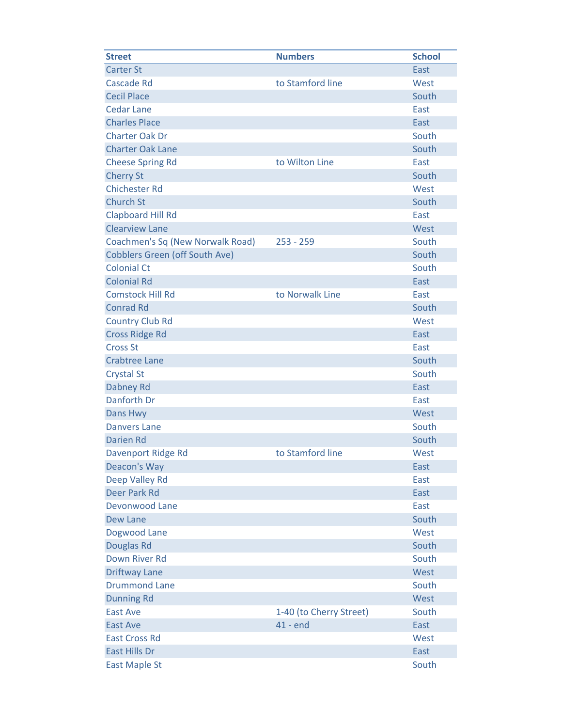| Street | Numbers | School |
|---|---|---|
| Carter St | | East |
| Cascade Rd | to Stamford line | West |
| Cecil Place | | South |
| Cedar Lane | | East |
| Charles Place | | East |
| Charter Oak Dr | | South |
| Charter Oak Lane | | South |
| Cheese Spring Rd | to Wilton Line | East |
| Cherry St | | South |
| Chichester Rd | | West |
| Church St | | South |
| Clapboard Hill Rd | | East |
| Clearview Lane | | West |
| Coachmen's Sq (New Norwalk Road) | 253 - 259 | South |
| Cobblers Green (off South Ave) | | South |
| Colonial Ct | | South |
| Colonial Rd | | East |
| Comstock Hill Rd | to Norwalk Line | East |
| Conrad Rd | | South |
| Country Club Rd | | West |
| Cross Ridge Rd | | East |
| Cross St | | East |
| Crabtree Lane | | South |
| Crystal St | | South |
| Dabney Rd | | East |
| Danforth Dr | | East |
| Dans Hwy | | West |
| Danvers Lane | | South |
| Darien Rd | | South |
| Davenport Ridge Rd | to Stamford line | West |
| Deacon's Way | | East |
| Deep Valley Rd | | East |
| Deer Park Rd | | East |
| Devonwood Lane | | East |
| Dew Lane | | South |
| Dogwood Lane | | West |
| Douglas Rd | | South |
| Down River Rd | | South |
| Driftway Lane | | West |
| Drummond Lane | | South |
| Dunning Rd | | West |
| East Ave | 1-40 (to Cherry Street) | South |
| East Ave | 41 - end | East |
| East Cross Rd | | West |
| East Hills Dr | | East |
| East Maple St | | South |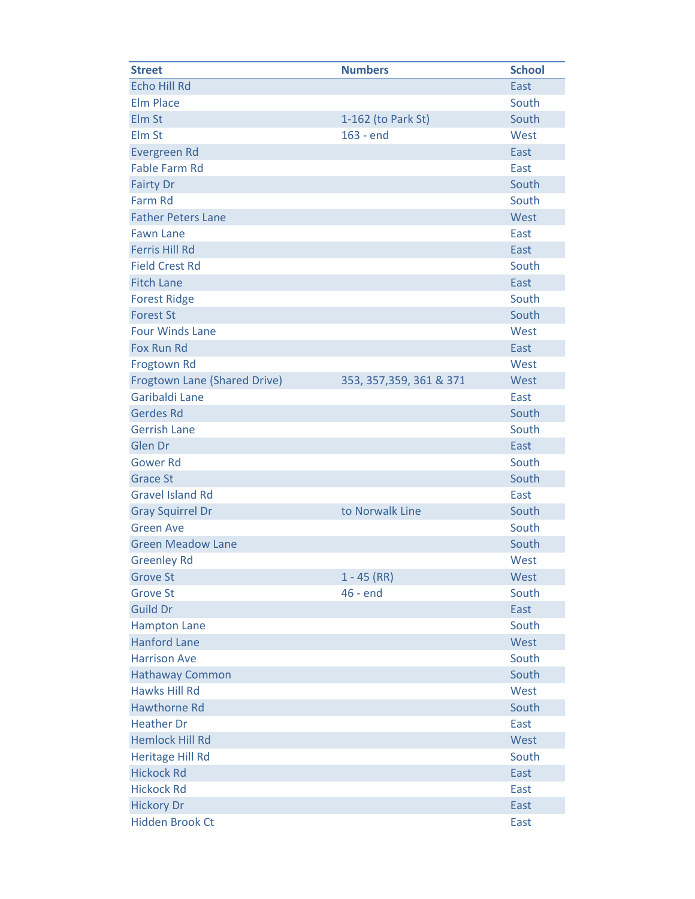| Street | Numbers | School |
|---|---|---|
| Echo Hill Rd | | East |
| Elm Place | | South |
| Elm St | 1-162 (to Park St) | South |
| Elm St | 163 - end | West |
| Evergreen Rd | | East |
| Fable Farm Rd | | East |
| Fairty Dr | | South |
| Farm Rd | | South |
| Father Peters Lane | | West |
| Fawn Lane | | East |
| Ferris Hill Rd | | East |
| Field Crest Rd | | South |
| Fitch Lane | | East |
| Forest Ridge | | South |
| Forest St | | South |
| Four Winds Lane | | West |
| Fox Run Rd | | East |
| Frogtown Rd | | West |
| Frogtown Lane (Shared Drive) | 353, 357,359, 361 & 371 | West |
| Garibaldi Lane | | East |
| Gerdes Rd | | South |
| Gerrish Lane | | South |
| Glen Dr | | East |
| Gower Rd | | South |
| Grace St | | South |
| Gravel Island Rd | | East |
| Gray Squirrel Dr | to Norwalk Line | South |
| Green Ave | | South |
| Green Meadow Lane | | South |
| Greenley Rd | | West |
| Grove St | 1 - 45 (RR) | West |
| Grove St | 46 - end | South |
| Guild Dr | | East |
| Hampton Lane | | South |
| Hanford Lane | | West |
| Harrison Ave | | South |
| Hathaway Common | | South |
| Hawks Hill Rd | | West |
| Hawthorne Rd | | South |
| Heather Dr | | East |
| Hemlock Hill Rd | | West |
| Heritage Hill Rd | | South |
| Hickock Rd | | East |
| Hickock Rd | | East |
| Hickory Dr | | East |
| Hidden Brook Ct | | East |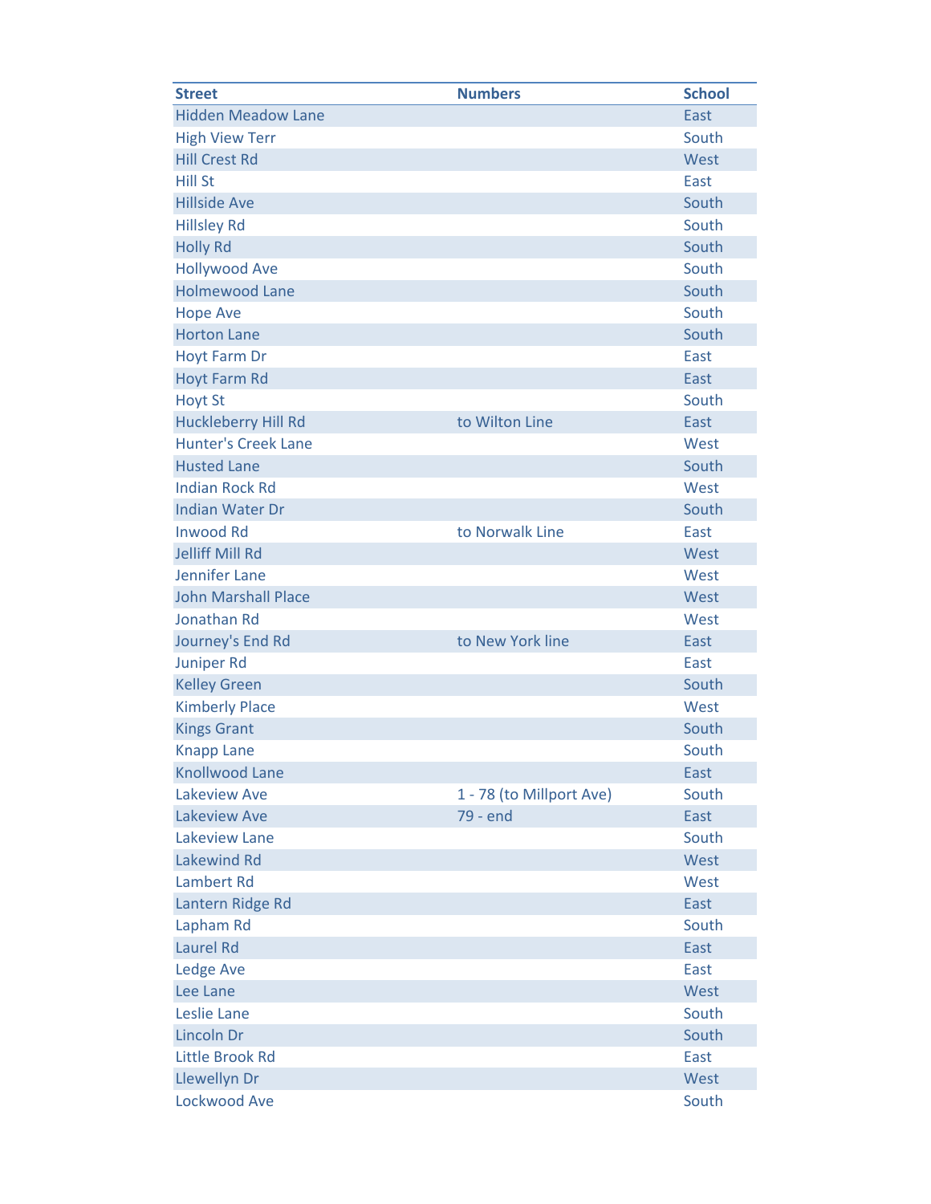| Street | Numbers | School |
|---|---|---|
| Hidden Meadow Lane | | East |
| High View Terr | | South |
| Hill Crest Rd | | West |
| Hill St | | East |
| Hillside Ave | | South |
| Hillsley Rd | | South |
| Holly Rd | | South |
| Hollywood Ave | | South |
| Holmewood Lane | | South |
| Hope Ave | | South |
| Horton Lane | | South |
| Hoyt Farm Dr | | East |
| Hoyt Farm Rd | | East |
| Hoyt St | | South |
| Huckleberry Hill Rd | to Wilton Line | East |
| Hunter's Creek Lane | | West |
| Husted Lane | | South |
| Indian Rock Rd | | West |
| Indian Water Dr | | South |
| Inwood Rd | to Norwalk Line | East |
| Jelliff Mill Rd | | West |
| Jennifer Lane | | West |
| John Marshall Place | | West |
| Jonathan Rd | | West |
| Journey's End Rd | to New York line | East |
| Juniper Rd | | East |
| Kelley Green | | South |
| Kimberly Place | | West |
| Kings Grant | | South |
| Knapp Lane | | South |
| Knollwood Lane | | East |
| Lakeview Ave | 1 - 78 (to Millport Ave) | South |
| Lakeview Ave | 79 - end | East |
| Lakeview Lane | | South |
| Lakewind Rd | | West |
| Lambert Rd | | West |
| Lantern Ridge Rd | | East |
| Lapham Rd | | South |
| Laurel Rd | | East |
| Ledge Ave | | East |
| Lee Lane | | West |
| Leslie Lane | | South |
| Lincoln Dr | | South |
| Little Brook Rd | | East |
| Llewellyn Dr | | West |
| Lockwood Ave | | South |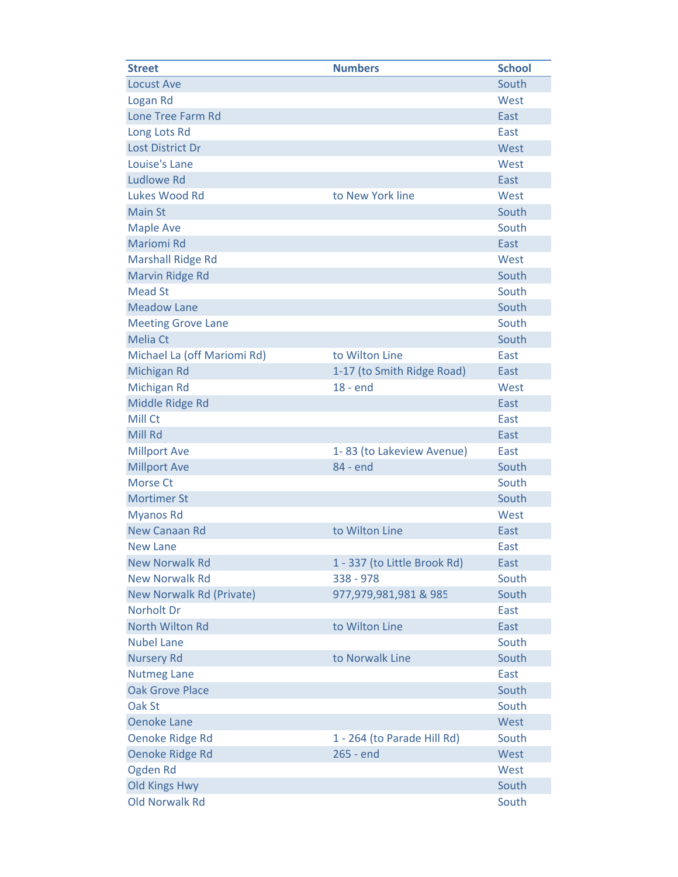| Street | Numbers | School |
| --- | --- | --- |
| Locust Ave | | South |
| Logan Rd | | West |
| Lone Tree Farm Rd | | East |
| Long Lots Rd | | East |
| Lost District Dr | | West |
| Louise's Lane | | West |
| Ludlowe Rd | | East |
| Lukes Wood Rd | to New York line | West |
| Main St | | South |
| Maple Ave | | South |
| Mariomi Rd | | East |
| Marshall Ridge Rd | | West |
| Marvin Ridge Rd | | South |
| Mead St | | South |
| Meadow Lane | | South |
| Meeting Grove Lane | | South |
| Melia Ct | | South |
| Michael La (off Mariomi Rd) | to Wilton Line | East |
| Michigan Rd | 1-17 (to Smith Ridge Road) | East |
| Michigan Rd | 18 - end | West |
| Middle Ridge Rd | | East |
| Mill Ct | | East |
| Mill Rd | | East |
| Millport Ave | 1- 83 (to Lakeview Avenue) | East |
| Millport Ave | 84 - end | South |
| Morse Ct | | South |
| Mortimer St | | South |
| Myanos Rd | | West |
| New Canaan Rd | to Wilton Line | East |
| New Lane | | East |
| New Norwalk Rd | 1 - 337 (to Little Brook Rd) | East |
| New Norwalk Rd | 338 - 978 | South |
| New Norwalk Rd (Private) | 977,979,981,981 & 985 | South |
| Norholt Dr | | East |
| North Wilton Rd | to Wilton Line | East |
| Nubel Lane | | South |
| Nursery Rd | to Norwalk Line | South |
| Nutmeg Lane | | East |
| Oak Grove Place | | South |
| Oak St | | South |
| Oenoke Lane | | West |
| Oenoke Ridge Rd | 1 - 264 (to Parade Hill Rd) | South |
| Oenoke Ridge Rd | 265 - end | West |
| Ogden Rd | | West |
| Old Kings Hwy | | South |
| Old Norwalk Rd | | South |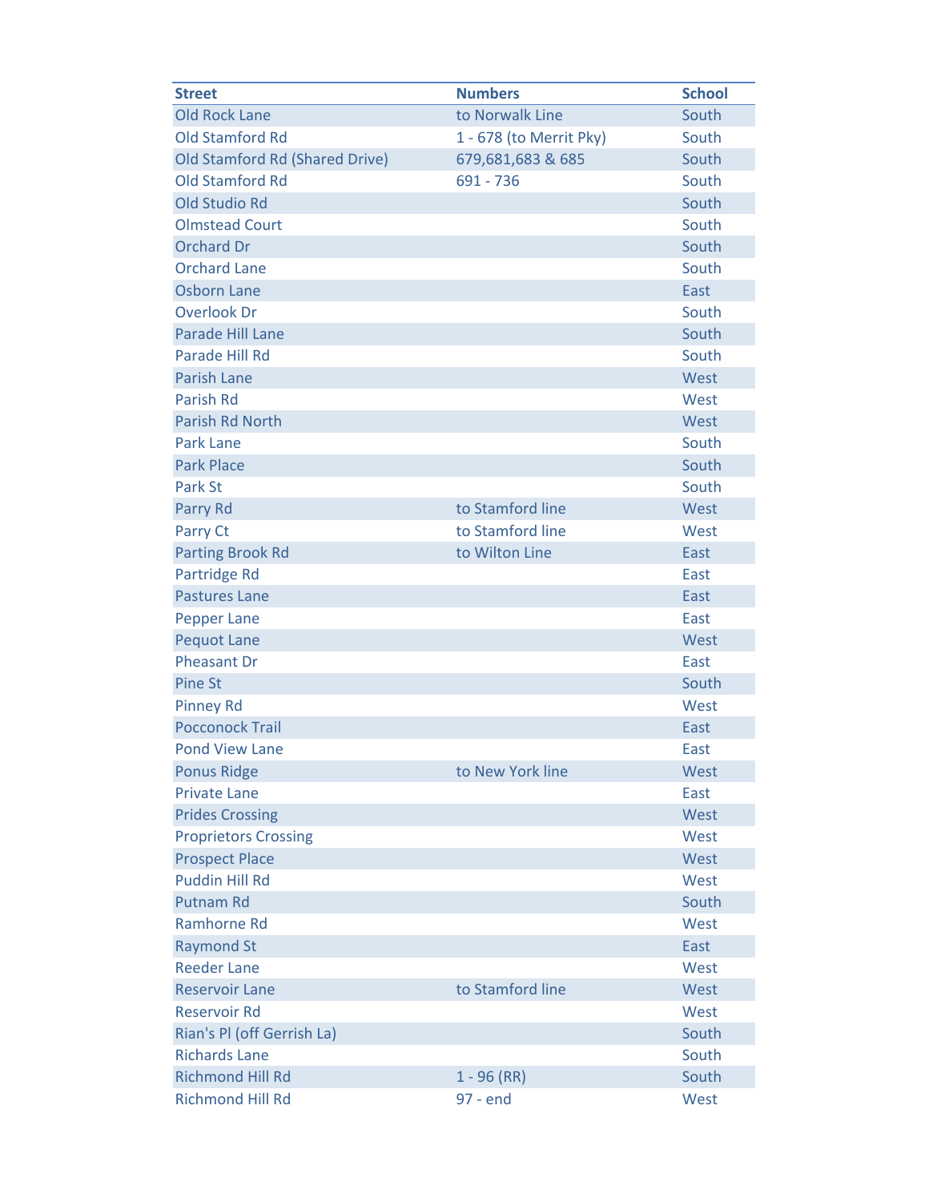| Street | Numbers | School |
|---|---|---|
| Old Rock Lane | to Norwalk Line | South |
| Old Stamford Rd | 1 - 678 (to Merrit Pky) | South |
| Old Stamford Rd (Shared Drive) | 679,681,683 & 685 | South |
| Old Stamford Rd | 691 - 736 | South |
| Old Studio Rd | | South |
| Olmstead Court | | South |
| Orchard Dr | | South |
| Orchard Lane | | South |
| Osborn Lane | | East |
| Overlook Dr | | South |
| Parade Hill Lane | | South |
| Parade Hill Rd | | South |
| Parish Lane | | West |
| Parish Rd | | West |
| Parish Rd North | | West |
| Park Lane | | South |
| Park Place | | South |
| Park St | | South |
| Parry Rd | to Stamford line | West |
| Parry Ct | to Stamford line | West |
| Parting Brook Rd | to Wilton Line | East |
| Partridge Rd | | East |
| Pastures Lane | | East |
| Pepper Lane | | East |
| Pequot Lane | | West |
| Pheasant Dr | | East |
| Pine St | | South |
| Pinney Rd | | West |
| Pocconock Trail | | East |
| Pond View Lane | | East |
| Ponus Ridge | to New York line | West |
| Private Lane | | East |
| Prides Crossing | | West |
| Proprietors Crossing | | West |
| Prospect Place | | West |
| Puddin Hill Rd | | West |
| Putnam Rd | | South |
| Ramhorne Rd | | West |
| Raymond St | | East |
| Reeder Lane | | West |
| Reservoir Lane | to Stamford line | West |
| Reservoir Rd | | West |
| Rian's Pl (off Gerrish La) | | South |
| Richards Lane | | South |
| Richmond Hill Rd | 1 - 96 (RR) | South |
| Richmond Hill Rd | 97 - end | West |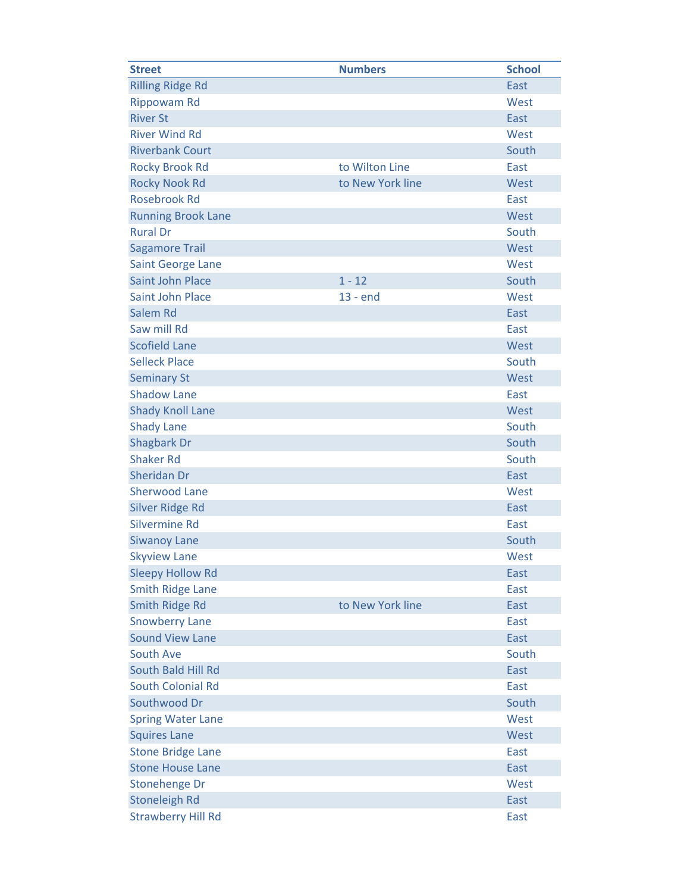| Street | Numbers | School |
|---|---|---|
| Rilling Ridge Rd | | East |
| Rippowam Rd | | West |
| River St | | East |
| River Wind Rd | | West |
| Riverbank Court | | South |
| Rocky Brook Rd | to Wilton Line | East |
| Rocky Nook Rd | to New York line | West |
| Rosebrook Rd | | East |
| Running Brook Lane | | West |
| Rural Dr | | South |
| Sagamore Trail | | West |
| Saint George Lane | | West |
| Saint John Place | 1 - 12 | South |
| Saint John Place | 13 - end | West |
| Salem Rd | | East |
| Saw mill Rd | | East |
| Scofield Lane | | West |
| Selleck Place | | South |
| Seminary St | | West |
| Shadow Lane | | East |
| Shady Knoll Lane | | West |
| Shady Lane | | South |
| Shagbark Dr | | South |
| Shaker Rd | | South |
| Sheridan Dr | | East |
| Sherwood Lane | | West |
| Silver Ridge Rd | | East |
| Silvermine Rd | | East |
| Siwanoy Lane | | South |
| Skyview Lane | | West |
| Sleepy Hollow Rd | | East |
| Smith Ridge Lane | | East |
| Smith Ridge Rd | to New York line | East |
| Snowberry Lane | | East |
| Sound View Lane | | East |
| South Ave | | South |
| South Bald Hill Rd | | East |
| South Colonial Rd | | East |
| Southwood Dr | | South |
| Spring Water Lane | | West |
| Squires Lane | | West |
| Stone Bridge Lane | | East |
| Stone House Lane | | East |
| Stonehenge Dr | | West |
| Stoneleigh Rd | | East |
| Strawberry Hill Rd | | East |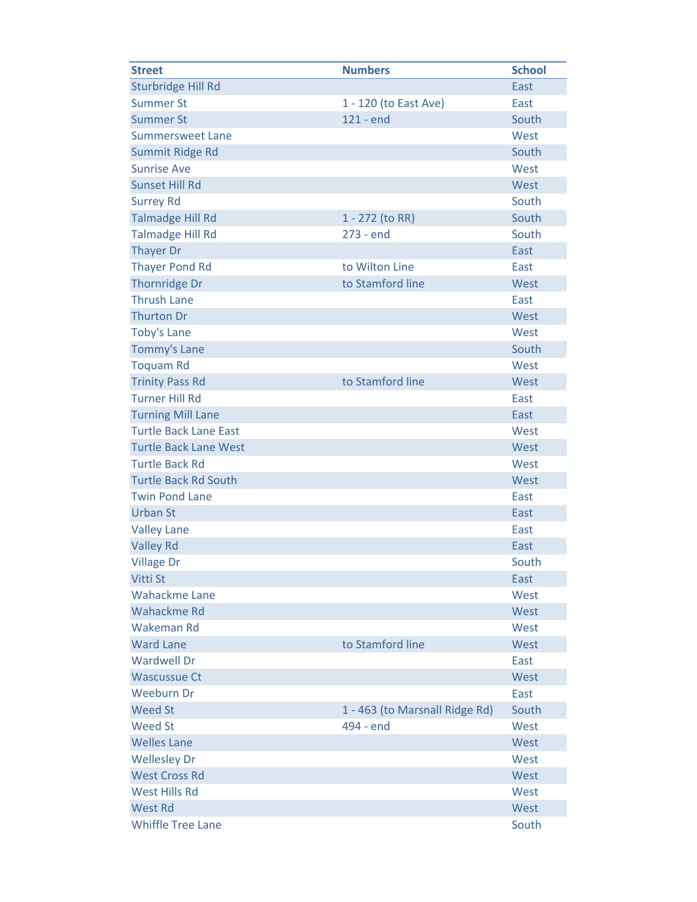| Street | Numbers | School |
|---|---|---|
| Sturbridge Hill Rd | | East |
| Summer St | 1 - 120 (to East Ave) | East |
| Summer St | 121 - end | South |
| Summersweet Lane | | West |
| Summit Ridge Rd | | South |
| Sunrise Ave | | West |
| Sunset Hill Rd | | West |
| Surrey Rd | | South |
| Talmadge Hill Rd | 1 - 272 (to RR) | South |
| Talmadge Hill Rd | 273 - end | South |
| Thayer Dr | | East |
| Thayer Pond Rd | to Wilton Line | East |
| Thornridge Dr | to Stamford line | West |
| Thrush Lane | | East |
| Thurton Dr | | West |
| Toby's Lane | | West |
| Tommy's Lane | | South |
| Toquam Rd | | West |
| Trinity Pass Rd | to Stamford line | West |
| Turner Hill Rd | | East |
| Turning Mill Lane | | East |
| Turtle Back Lane East | | West |
| Turtle Back Lane West | | West |
| Turtle Back Rd | | West |
| Turtle Back Rd South | | West |
| Twin Pond Lane | | East |
| Urban St | | East |
| Valley Lane | | East |
| Valley Rd | | East |
| Village Dr | | South |
| Vitti St | | East |
| Wahackme Lane | | West |
| Wahackme Rd | | West |
| Wakeman Rd | | West |
| Ward Lane | to Stamford line | West |
| Wardwell Dr | | East |
| Wascussue Ct | | West |
| Weeburn Dr | | East |
| Weed St | 1 - 463 (to Marsnall Ridge Rd) | South |
| Weed St | 494 - end | West |
| Welles Lane | | West |
| Wellesley Dr | | West |
| West Cross Rd | | West |
| West Hills Rd | | West |
| West Rd | | West |
| Whiffle Tree Lane | | South |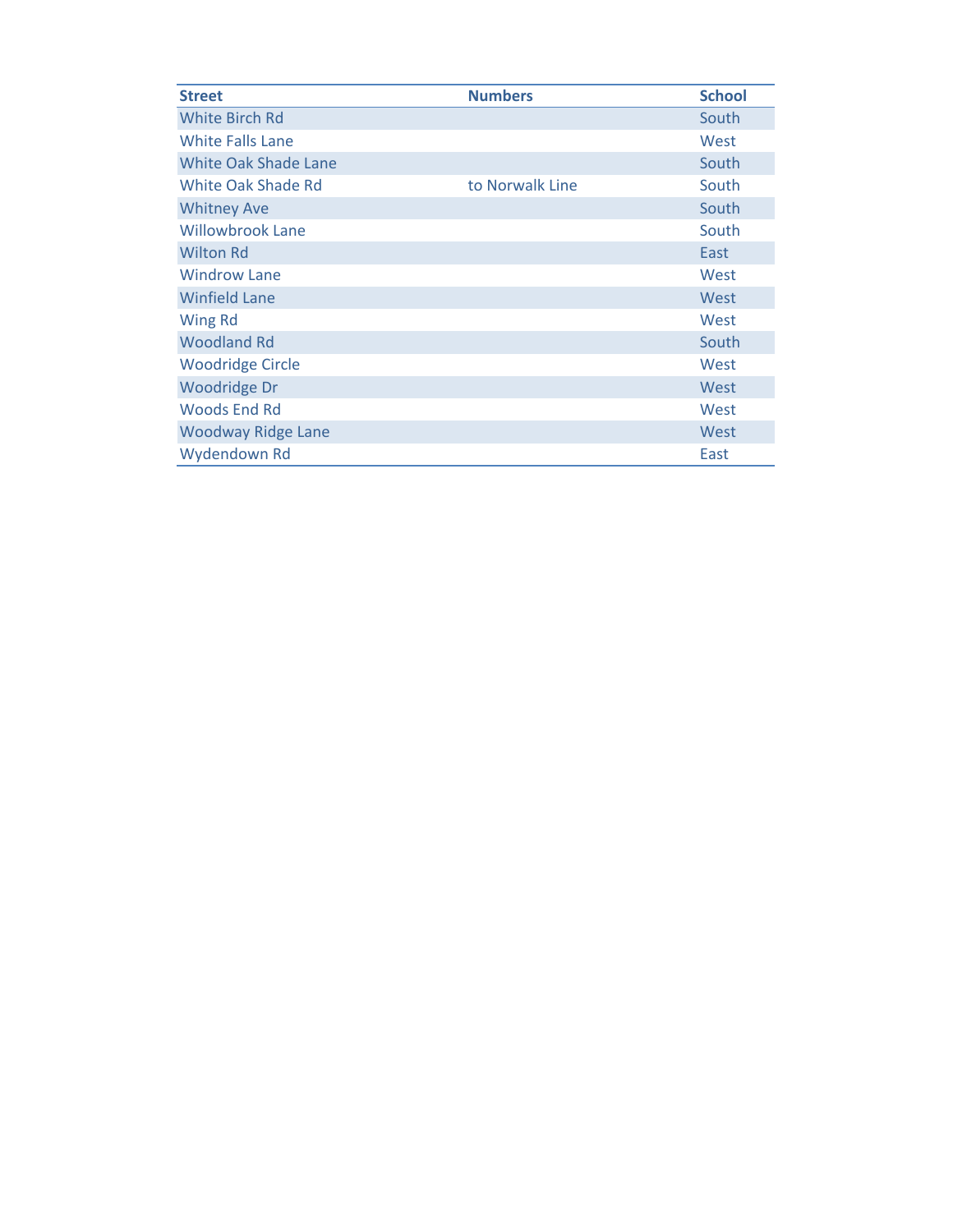| Street | Numbers | School |
|---|---|---|
| White Birch Rd | | South |
| White Falls Lane | | West |
| White Oak Shade Lane | | South |
| White Oak Shade Rd | to Norwalk Line | South |
| Whitney Ave | | South |
| Willowbrook Lane | | South |
| Wilton Rd | | East |
| Windrow Lane | | West |
| Winfield Lane | | West |
| Wing Rd | | West |
| Woodland Rd | | South |
| Woodridge Circle | | West |
| Woodridge Dr | | West |
| Woods End Rd | | West |
| Woodway Ridge Lane | | West |
| Wydendown Rd | | East |